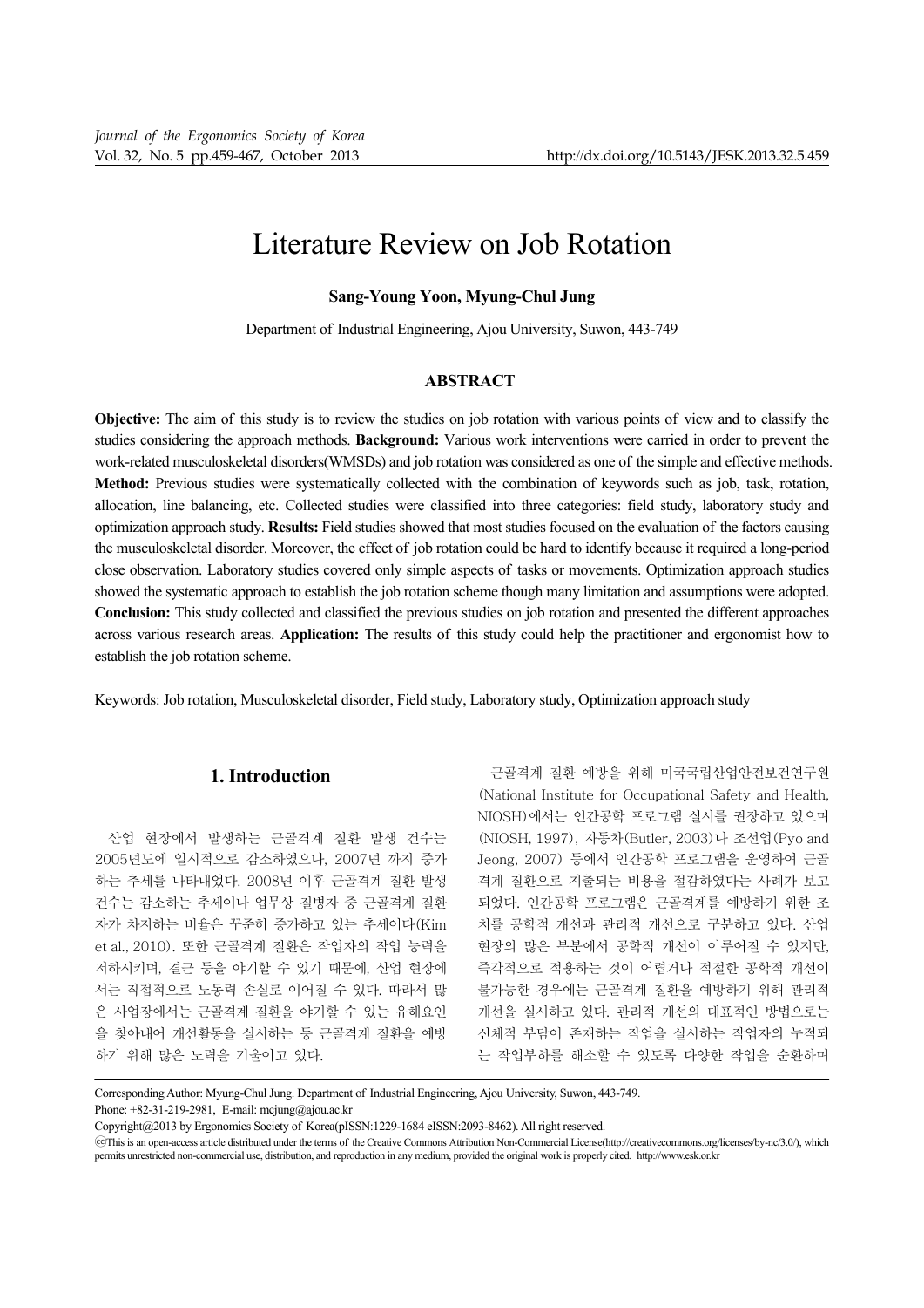# Literature Review on Job Rotation

**Sang-Young Yoon, Myung-Chul Jung**

Department of Industrial Engineering, Ajou University, Suwon, 443-749

## ABSTRACT

**Objective:** The aim of this study is to review the studies on job rotation with various points of view and to classify the studies considering the approach methods. **Background:** Various work interventions were carried in order to prevent the work-related musculoskeletal disorders(WMSDs) and job rotation was considered as one of the simple and effective methods. **Method:** Previous studies were systematically collected with the combination of keywords such as job, task, rotation, allocation, line balancing, etc. Collected studies were classified into three categories: field study, laboratory study and optimization approach study. **Results:** Field studies showed that most studies focused on the evaluation of the factors causing the musculoskeletal disorder. Moreover, the effect of job rotation could be hard to identify because it required a long-period close observation. Laboratory studies covered only simple aspects of tasks or movements. Optimization approach studies showed the systematic approach to establish the job rotation scheme though many limitation and assumptions were adopted. **Conclusion:** This study collected and classified the previous studies on job rotation and presented the different approaches across various research areas. **Application:** The results of this study could help the practitioner and ergonomist how to establish the job rotation scheme.

Keywords: Job rotation, Musculoskeletal disorder, Field study, Laboratory study, Optimization approach study

## 1. Introduction

산업 현장에서 발생하는 근골격계 질환 발생 건수는 2005년도에 일시적으로 감소하였으나, 2007년 까지 증가하는 추세를 나타내었다. 2008년 이후 근골격계 질환 발생 건수는 감소하는 추세이나 업무상 질병자 중 근골격계 질환자가 차지하는 비율은 꾸준히 증가하고 있는 추세이다(Kim et al., 2010). 또한 근골격계 질환은 작업자의 작업 능력을 저하시키며, 결근 등을 야기할 수 있기 때문에, 산업 현장에서는 직접적으로 노동력 손실로 이어질 수 있다. 따라서 많은 사업장에서는 근골격계 질환을 야기할 수 있는 유해요인을 찾아내어 개선활동을 실시하는 등 근골격계 질환을 예방하기 위해 많은 노력을 기울이고 있다.

근골격계 질환 예방을 위해 미국국립산업안전보건연구원(National Institute for Occupational Safety and Health, NIOSH)에서는 인간공학 프로그램 실시를 권장하고 있으며(NIOSH, 1997), 자동차(Butler, 2003)나 조선업(Pyo and Jeong, 2007) 등에서 인간공학 프로그램을 운영하여 근골격계 질환으로 지출되는 비용을 절감하였다는 사례가 보고되었다. 인간공학 프로그램은 근골격계를 예방하기 위한 조치를 공학적 개선과 관리적 개선으로 구분하고 있다. 산업 현장의 많은 부분에서 공학적 개선이 이루어질 수 있지만, 즉각적으로 적용하는 것이 어렵거나 적절한 공학적 개선이 불가능한 경우에는 근골격계 질환을 예방하기 위해 관리적 개선을 실시하고 있다. 관리적 개선의 대표적인 방법으로는 신체적 부담이 존재하는 작업을 실시하는 작업자의 누적되는 작업부하를 해소할 수 있도록 다양한 작업을 순환하며

Corresponding Author: Myung-Chul Jung. Department of Industrial Engineering, Ajou University, Suwon, 443-749.
Phone: +82-31-219-2981, E-mail: mcjung@ajou.ac.kr

Copyright@2013 by Ergonomics Society of Korea(pISSN:1229-1684 eISSN:2093-8462). All right reserved.

ⓒThis is an open-access article distributed under the terms of the Creative Commons Attribution Non-Commercial License(http://creativecommons.org/licenses/by-nc/3.0/), which permits unrestricted non-commercial use, distribution, and reproduction in any medium, provided the original work is properly cited. http://www.esk.or.kr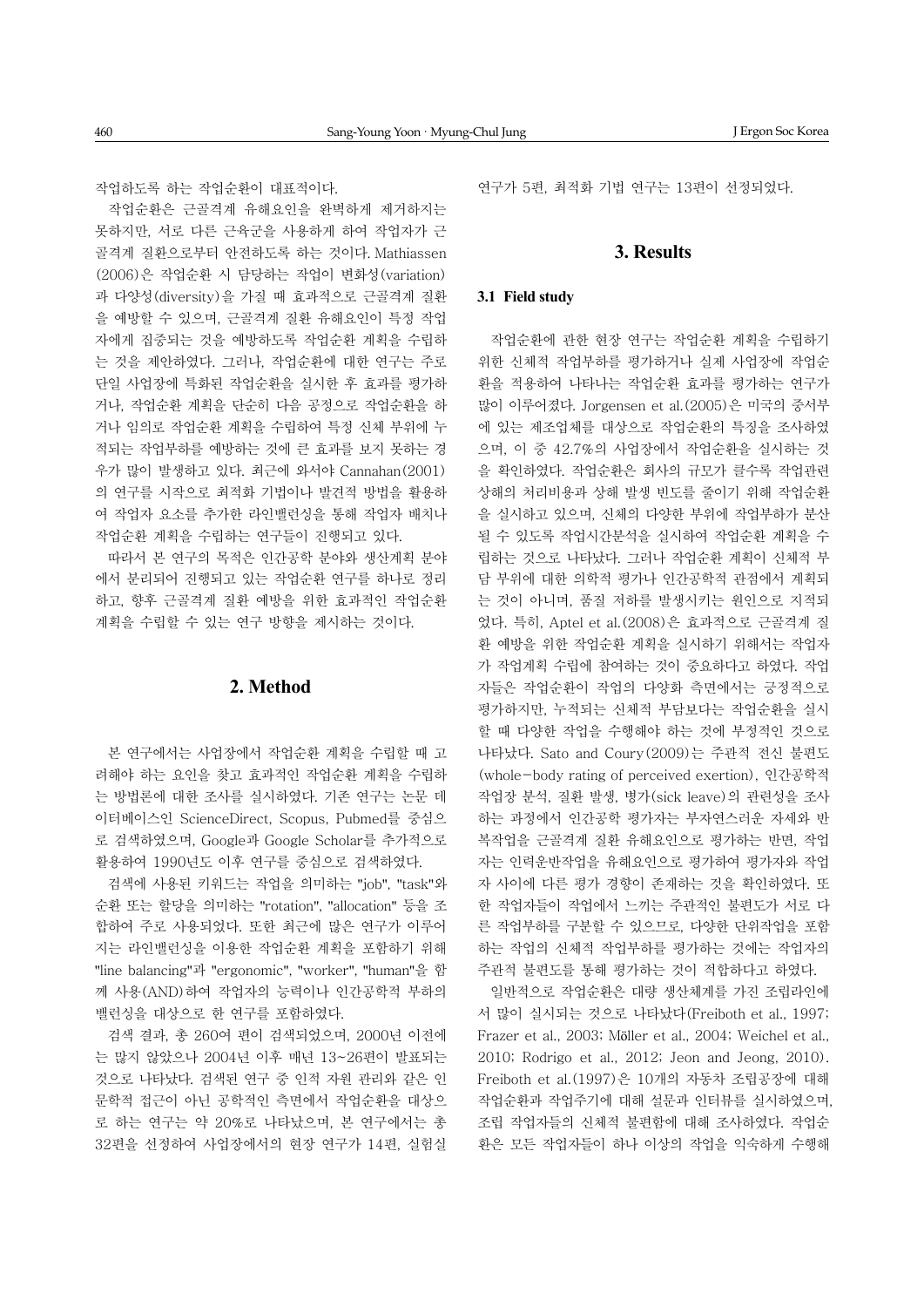작업하도록 하는 작업순환이 대표적이다.

작업순환은 근골격계 유해요인을 완벽하게 제거하지는 못하지만, 서로 다른 근육군을 사용하게 하여 작업자가 근골격계 질환으로부터 안전하도록 하는 것이다. Mathiassen (2006)은 작업순환 시 담당하는 작업이 변화성(variation)과 다양성(diversity)을 가질 때 효과적으로 근골격계 질환을 예방할 수 있으며, 근골격계 질환 유해요인이 특정 작업자에게 집중되는 것을 예방하도록 작업순환 계획을 수립하는 것을 제안하였다. 그러나, 작업순환에 대한 연구는 주로 단일 사업장에 특화된 작업순환을 실시한 후 효과를 평가하거나, 작업순환 계획을 단순히 다음 공정으로 작업순환을 하거나 임의로 작업순환 계획을 수립하여 특정 신체 부위에 누적되는 작업부하를 예방하는 것에 큰 효과를 보지 못하는 경우가 많이 발생하고 있다. 최근에 와서야 Cannahan(2001)의 연구를 시작으로 최적화 기법이나 발견적 방법을 활용하여 작업자 요소를 추가한 라인밸런싱을 통해 작업자 배치나 작업순환 계획을 수립하는 연구들이 진행되고 있다.

따라서 본 연구의 목적은 인간공학 분야와 생산계획 분야에서 분리되어 진행되고 있는 작업순환 연구를 하나로 정리하고, 향후 근골격계 질환 예방을 위한 효과적인 작업순환 계획을 수립할 수 있는 연구 방향을 제시하는 것이다.

## 2. Method

본 연구에서는 사업장에서 작업순환 계획을 수립할 때 고려해야 하는 요인을 찾고 효과적인 작업순환 계획을 수립하는 방법론에 대한 조사를 실시하였다. 기존 연구는 논문 데이터베이스인 ScienceDirect, Scopus, Pubmed를 중심으로 검색하였으며, Google과 Google Scholar를 추가적으로 활용하여 1990년도 이후 연구를 중심으로 검색하였다.

검색에 사용된 키워드는 작업을 의미하는 "job", "task"와 순환 또는 할당을 의미하는 "rotation", "allocation" 등을 조합하여 주로 사용되었다. 또한 최근에 많은 연구가 이루어지는 라인밸런싱을 이용한 작업순환 계획을 포함하기 위해 "line balancing"과 "ergonomic", "worker", "human"을 함께 사용(AND)하여 작업자의 능력이나 인간공학적 부하의 밸런싱을 대상으로 한 연구를 포함하였다.

검색 결과, 총 260여 편이 검색되었으며, 2000년 이전에는 많지 않았으나 2004년 이후 매년 13~26편이 발표되는 것으로 나타났다. 검색된 연구 중 인적 자원 관리와 같은 인문학적 접근이 아닌 공학적인 측면에서 작업순환을 대상으로 하는 연구는 약 20%로 나타났으며, 본 연구에서는 총 32편을 선정하여 사업장에서의 현장 연구가 14편, 실험실 연구가 5편, 최적화 기법 연구는 13편이 선정되었다.

## 3. Results

### 3.1 Field study

작업순환에 관한 현장 연구는 작업순환 계획을 수립하기 위한 신체적 작업부하를 평가하거나 실제 사업장에 작업순환을 적용하여 나타나는 작업순환 효과를 평가하는 연구가 많이 이루어졌다. Jorgensen et al.(2005)은 미국의 중서부에 있는 제조업체를 대상으로 작업순환의 특징을 조사하였으며, 이 중 42.7%의 사업장에서 작업순환을 실시하는 것을 확인하였다. 작업순환은 회사의 규모가 클수록 작업관련 상해의 처리비용과 상해 발생 빈도를 줄이기 위해 작업순환을 실시하고 있으며, 신체의 다양한 부위에 작업부하가 분산될 수 있도록 작업시간분석을 실시하여 작업순환 계획을 수립하는 것으로 나타났다. 그러나 작업순환 계획이 신체적 부담 부위에 대한 의학적 평가나 인간공학적 관점에서 계획되는 것이 아니며, 품질 저하를 발생시키는 원인으로 지적되었다. 특히, Aptel et al.(2008)은 효과적으로 근골격계 질환 예방을 위한 작업순환 계획을 실시하기 위해서는 작업자가 작업계획 수립에 참여하는 것이 중요하다고 하였다. 작업자들은 작업순환이 작업의 다양화 측면에서는 긍정적으로 평가하지만, 누적되는 신체적 부담보다는 작업순환을 실시할 때 다양한 작업을 수행해야 하는 것에 부정적인 것으로 나타났다. Sato and Coury(2009)는 주관적 전신 불편도(whole-body rating of perceived exertion), 인간공학적 작업장 분석, 질환 발생, 병가(sick leave)의 관련성을 조사하는 과정에서 인간공학 평가자는 부자연스러운 자세와 반복작업을 근골격계 질환 유해요인으로 평가하는 반면, 작업자는 인력운반작업을 유해요인으로 평가하여 평가자와 작업자 사이에 다른 평가 경향이 존재하는 것을 확인하였다. 또한 작업자들이 작업에서 느끼는 주관적인 불편도가 서로 다른 작업부하를 구분할 수 있으므로, 다양한 단위작업을 포함하는 작업의 신체적 작업부하를 평가하는 것에는 작업자의 주관적 불편도를 통해 평가하는 것이 적합하다고 하였다.

일반적으로 작업순환은 대량 생산체계를 가진 조립라인에서 많이 실시되는 것으로 나타났다(Freiboth et al., 1997; Frazer et al., 2003; Möller et al., 2004; Weichel et al., 2010; Rodrigo et al., 2012; Jeon and Jeong, 2010). Freiboth et al.(1997)은 10개의 자동차 조립공장에 대해 작업순환과 작업주기에 대해 설문과 인터뷰를 실시하였으며, 조립 작업자들의 신체적 불편함에 대해 조사하였다. 작업순환은 모든 작업자들이 하나 이상의 작업을 익숙하게 수행해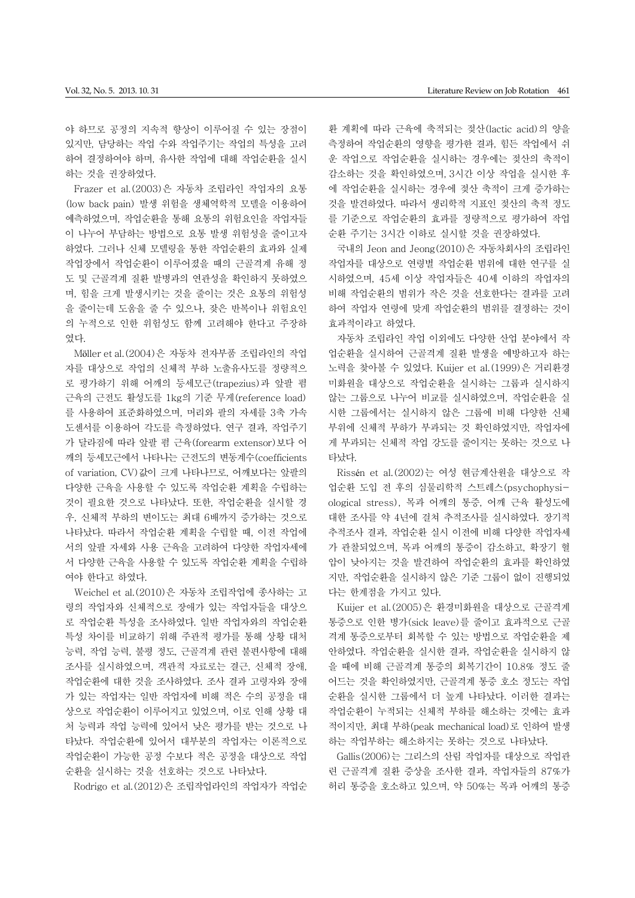야 하므로 공정의 지속적 향상이 이루어질 수 있는 장점이 있지만, 담당하는 작업 수와 작업주기는 작업의 특성을 고려하여 결정하여야 하며, 유사한 작업에 대해 작업순환을 실시하는 것을 권장하였다.

Frazer et al.(2003)은 자동차 조립라인 작업자의 요통(low back pain) 발생 위험을 생체역학적 모델을 이용하여 예측하였으며, 작업순환을 통해 요통의 위험요인을 작업자들이 나누어 부담하는 방법으로 요통 발생 위험성을 줄이고자 하였다. 그러나 신체 모델링을 통한 작업순환의 효과와 실제 작업장에서 작업순환이 이루어졌을 때의 근골격계 유해 정도 및 근골격계 질환 발병과의 연관성을 확인하지 못하였으며, 힘을 크게 발생시키는 것을 줄이는 것은 요통의 위험성을 줄이는데 도움을 줄 수 있으나, 잦은 반복이나 위험요인의 누적으로 인한 위험성도 함께 고려해야 한다고 주장하였다.

Möller et al.(2004)은 자동차 전자부품 조립라인의 작업자를 대상으로 작업의 신체적 부하 노출유사도를 정량적으로 평가하기 위해 어깨의 등세모근(trapezius)과 앞팔 폄 근육의 근전도 활성도를 1kg의 기준 무게(reference load)를 사용하여 표준화하였으며, 머리와 팔의 자세를 3축 가속도센서를 이용하여 각도를 측정하였다. 연구 결과, 작업주기가 달라짐에 따라 앞팔 폄 근육(forearm extensor)보다 어깨의 등세모근에서 나타나는 근전도의 변동계수(coefficients of variation, CV)값이 크게 나타나므로, 어깨보다는 앞팔의 다양한 근육을 사용할 수 있도록 작업순환 계획을 수립하는 것이 필요한 것으로 나타났다. 또한, 작업순환을 실시할 경우, 신체적 부하의 변이도는 최대 6배까지 증가하는 것으로 나타났다. 따라서 작업순환 계획을 수립할 때, 이전 작업에서의 앞팔 자세와 사용 근육을 고려하여 다양한 작업자세에서 다양한 근육을 사용할 수 있도록 작업순환 계획을 수립하여야 한다고 하였다.

Weichel et al.(2010)은 자동차 조립작업에 종사하는 고령의 작업자와 신체적으로 장애가 있는 작업자들을 대상으로 작업순환 특성을 조사하였다. 일반 작업자와의 작업순환 특성 차이를 비교하기 위해 주관적 평가를 통해 상황 대처 능력, 작업 능력, 불평 정도, 근골격계 관련 불편사항에 대해 조사를 실시하였으며, 객관적 자료로는 결근, 신체적 장애, 작업순환에 대한 것을 조사하였다. 조사 결과 고령자와 장애가 있는 작업자는 일반 작업자에 비해 적은 수의 공정을 대상으로 작업순환이 이루어지고 있었으며, 이로 인해 상황 대처 능력과 작업 능력에 있어서 낮은 평가를 받는 것으로 나타났다. 작업순환에 있어서 대부분의 작업자는 이론적으로 작업순환이 가능한 공정 수보다 적은 공정을 대상으로 작업순환을 실시하는 것을 선호하는 것으로 나타났다.

Rodrigo et al.(2012)은 조립작업라인의 작업자가 작업순환 계획에 따라 근육에 축적되는 젖산(lactic acid)의 양을 측정하여 작업순환의 영향을 평가한 결과, 힘든 작업에서 쉬운 작업으로 작업순환을 실시하는 경우에는 젖산의 축적이 감소하는 것을 확인하였으며, 3시간 이상 작업을 실시한 후에 작업순환을 실시하는 경우에 젖산 축적이 크게 증가하는 것을 발견하였다. 따라서 생리학적 지표인 젖산의 축적 정도를 기준으로 작업순환의 효과를 정량적으로 평가하여 작업순환 주기는 3시간 이하로 실시할 것을 권장하였다.

국내의 Jeon and Jeong(2010)은 자동차회사의 조립라인 작업자를 대상으로 연령별 작업순환 범위에 대한 연구를 실시하였으며, 45세 이상 작업자들은 40세 이하의 작업자의 비해 작업순환의 범위가 작은 것을 선호한다는 결과를 고려하여 작업자 연령에 맞게 작업순환의 범위를 결정하는 것이 효과적이라고 하였다.

자동차 조립라인 작업 이외에도 다양한 산업 분야에서 작업순환을 실시하여 근골격계 질환 발생을 예방하고자 하는 노력을 찾아볼 수 있었다. Kuijer et al.(1999)은 거리환경미화원을 대상으로 작업순환을 실시하는 그룹과 실시하지 않는 그룹으로 나누어 비교를 실시하였으며, 작업순환을 실시한 그룹에서는 실시하지 않은 그룹에 비해 다양한 신체 부위에 신체적 부하가 부과되는 것 확인하였지만, 작업자에게 부과되는 신체적 작업 강도를 줄이지는 못하는 것으로 나타났다.

Rissén et al.(2002)는 여성 현금계산원을 대상으로 작업순환 도입 전 후의 심물리학적 스트레스(psychophysiological stress), 목과 어깨의 통증, 어깨 근육 활성도에 대한 조사를 약 4년에 걸쳐 추적조사를 실시하였다. 장기적 추적조사 결과, 작업순환 실시 이전에 비해 다양한 작업자세가 관찰되었으며, 목과 어깨의 통증이 감소하고, 확장기 혈압이 낮아지는 것을 발견하여 작업순환의 효과를 확인하였지만, 작업순환을 실시하지 않은 기준 그룹이 없이 진행되었다는 한계점을 가지고 있다.

Kuijer et al.(2005)은 환경미화원을 대상으로 근골격계 통증으로 인한 병가(sick leave)를 줄이고 효과적으로 근골격계 통증으로부터 회복할 수 있는 방법으로 작업순환을 제안하였다. 작업순환을 실시한 결과, 작업순환을 실시하지 않을 때에 비해 근골격계 통증의 회복기간이 10.8% 정도 줄어드는 것을 확인하였지만, 근골격계 통증 호소 정도는 작업순환을 실시한 그룹에서 더 높게 나타났다. 이러한 결과는 작업순환이 누적되는 신체적 부하를 해소하는 것에는 효과적이지만, 최대 부하(peak mechanical load)로 인하여 발생하는 작업부하는 해소하지는 못하는 것으로 나타났다.

Gallis(2006)는 그리스의 산림 작업자를 대상으로 작업관련 근골격계 질환 증상을 조사한 결과, 작업자들의 87%가 허리 통증을 호소하고 있으며, 약 50%는 목과 어깨의 통증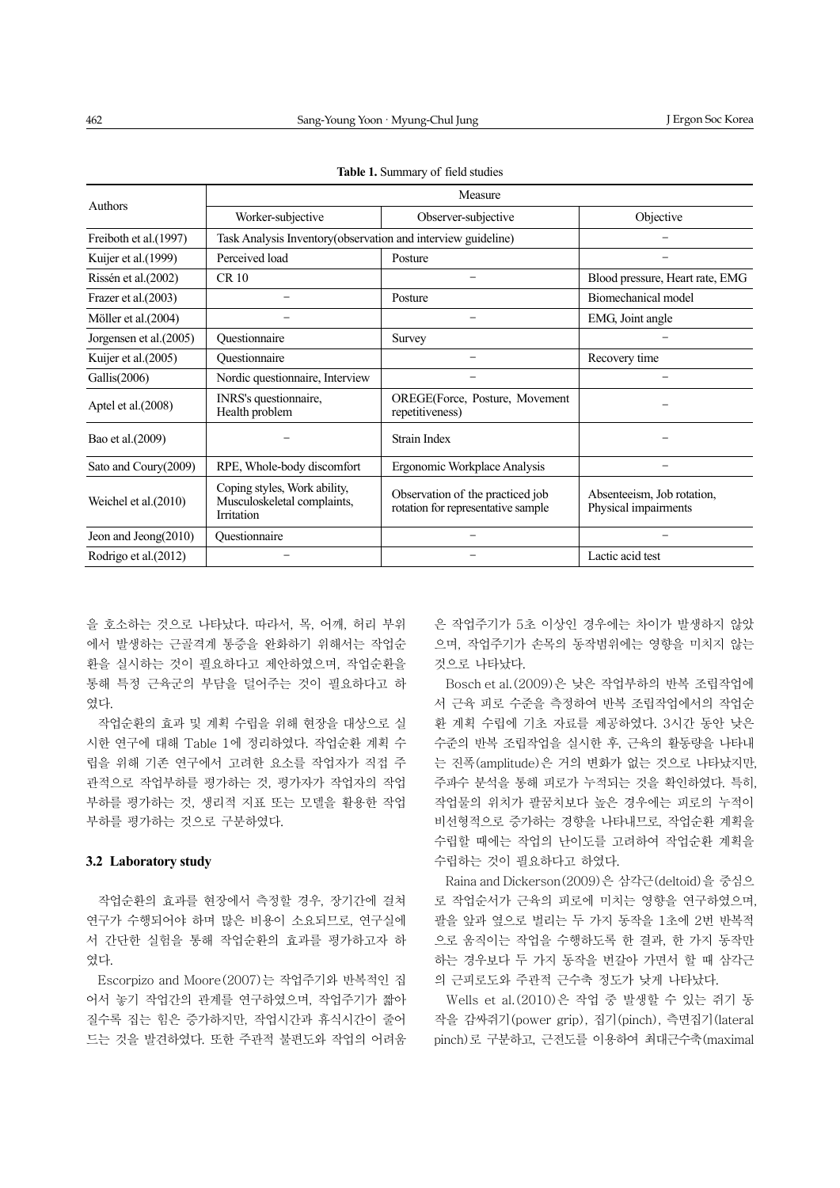**Table 1.** Summary of field studies

| Authors | Measure | | |
|---|---|---|---|
| | Worker-subjective | Observer-subjective | Objective |
| Freiboth et al.(1997) | Task Analysis Inventory(observation and interview guideline) | | − |
| Kuijer et al.(1999) | Perceived load | Posture | − |
| Rissén et al.(2002) | CR 10 | − | Blood pressure, Heart rate, EMG |
| Frazer et al.(2003) | − | Posture | Biomechanical model |
| Möller et al.(2004) | − | − | EMG, Joint angle |
| Jorgensen et al.(2005) | Questionnaire | Survey | − |
| Kuijer et al.(2005) | Questionnaire | − | Recovery time |
| Gallis(2006) | Nordic questionnaire, Interview | − | − |
| Aptel et al.(2008) | INRS's questionnaire, Health problem | OREGE(Force, Posture, Movement repetitiveness) | − |
| Bao et al.(2009) | − | Strain Index | − |
| Sato and Coury(2009) | RPE, Whole-body discomfort | Ergonomic Workplace Analysis | − |
| Weichel et al.(2010) | Coping styles, Work ability, Musculoskeletal complaints, Irritation | Observation of the practiced job rotation for representative sample | Absenteeism, Job rotation, Physical impairments |
| Jeon and Jeong(2010) | Questionnaire | − | − |
| Rodrigo et al.(2012) | − | − | Lactic acid test |

을 호소하는 것으로 나타났다. 따라서, 목, 어깨, 허리 부위에서 발생하는 근골격계 통증을 완화하기 위해서는 작업순환을 실시하는 것이 필요하다고 제안하였으며, 작업순환을 통해 특정 근육군의 부담을 덜어주는 것이 필요하다고 하였다.

작업순환의 효과 및 계획 수립을 위해 현장을 대상으로 실시한 연구에 대해 Table 1에 정리하였다. 작업순환 계획 수립을 위해 기존 연구에서 고려한 요소를 작업자가 직접 주관적으로 작업부하를 평가하는 것, 평가자가 작업자의 작업부하를 평가하는 것, 생리적 지표 또는 모델을 활용한 작업부하를 평가하는 것으로 구분하였다.

### 3.2 Laboratory study

작업순환의 효과를 현장에서 측정할 경우, 장기간에 걸쳐 연구가 수행되어야 하며 많은 비용이 소요되므로, 연구실에서 간단한 실험을 통해 작업순환의 효과를 평가하고자 하였다.

Escorpizo and Moore(2007)는 작업주기와 반복적인 집어서 놓기 작업간의 관계를 연구하였으며, 작업주기가 짧아질수록 집는 힘은 증가하지만, 작업시간과 휴식시간이 줄어드는 것을 발견하였다. 또한 주관적 불편도와 작업의 어려움은 작업주기가 5초 이상인 경우에는 차이가 발생하지 않았으며, 작업주기가 손목의 동작범위에는 영향을 미치지 않는 것으로 나타났다.

Bosch et al.(2009)은 낮은 작업부하의 반복 조립작업에서 근육 피로 수준을 측정하여 반복 조립작업에서의 작업순환 계획 수립에 기초 자료를 제공하였다. 3시간 동안 낮은 수준의 반복 조립작업을 실시한 후, 근육의 활동량을 나타내는 진폭(amplitude)은 거의 변화가 없는 것으로 나타났지만, 주파수 분석을 통해 피로가 누적되는 것을 확인하였다. 특히, 작업물의 위치가 팔꿈치보다 높은 경우에는 피로의 누적이 비선형적으로 증가하는 경향을 나타내므로, 작업순환 계획을 수립할 때에는 작업의 난이도를 고려하여 작업순환 계획을 수립하는 것이 필요하다고 하였다.

Raina and Dickerson(2009)은 삼각근(deltoid)을 중심으로 작업순서가 근육의 피로에 미치는 영향을 연구하였으며, 팔을 앞과 옆으로 벌리는 두 가지 동작을 1초에 2번 반복적으로 움직이는 작업을 수행하도록 한 결과, 한 가지 동작만 하는 경우보다 두 가지 동작을 번갈아 가면서 할 때 삼각근의 근피로도와 주관적 근수축 정도가 낮게 나타났다.

Wells et al.(2010)은 작업 중 발생할 수 있는 쥐기 동작을 감싸쥐기(power grip), 집기(pinch), 측면집기(lateral pinch)로 구분하고, 근전도를 이용하여 최대근수축(maximal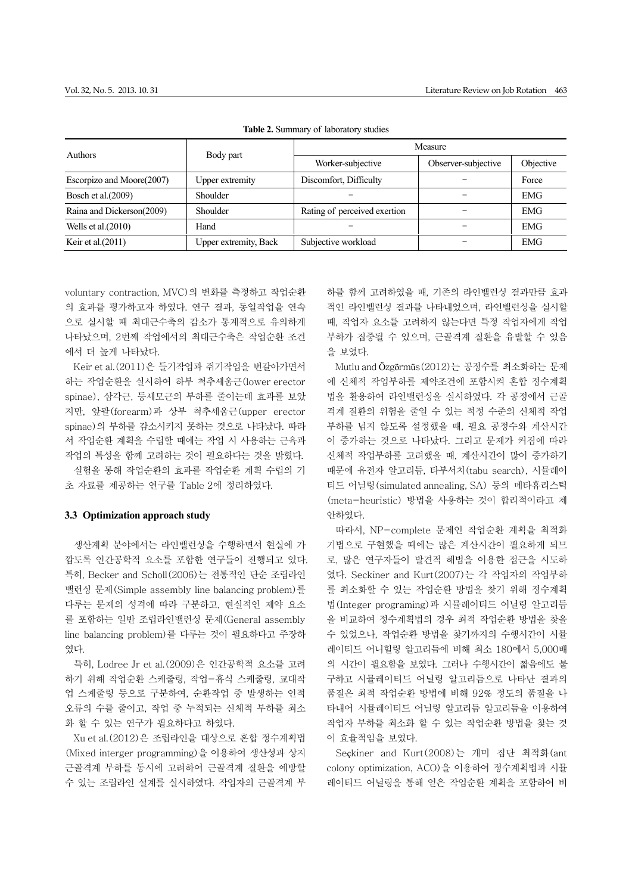**Table 2.** Summary of laboratory studies

| Authors | Body part | Measure | | |
|---|---|---|---|---|
| | | Worker-subjective | Observer-subjective | Objective |
| Escorpizo and Moore(2007) | Upper extremity | Discomfort, Difficulty | – | Force |
| Bosch et al.(2009) | Shoulder | – | – | EMG |
| Raina and Dickerson(2009) | Shoulder | Rating of perceived exertion | – | EMG |
| Wells et al.(2010) | Hand | – | – | EMG |
| Keir et al.(2011) | Upper extremity, Back | Subjective workload | – | EMG |

voluntary contraction, MVC)의 변화를 측정하고 작업순환의 효과를 평가하고자 하였다. 연구 결과, 동일작업을 연속으로 실시할 때 최대근수축의 감소가 통계적으로 유의하게 나타났으며, 2번째 작업에서의 최대근수축은 작업순환 조건에서 더 높게 나타났다.

Keir et al.(2011)은 들기작업과 쥐기작업을 번갈아가면서 하는 작업순환을 실시하여 하부 척추세움근(lower erector spinae), 삼각근, 등세모근의 부하를 줄이는데 효과를 보았지만, 앞팔(forearm)과 상부 척추세움근(upper erector spinae)의 부하를 감소시키지 못하는 것으로 나타났다. 따라서 작업순환 계획을 수립할 때에는 작업 시 사용하는 근육과 작업의 특성을 함께 고려하는 것이 필요하다는 것을 밝혔다.

실험을 통해 작업순환의 효과를 작업순환 계획 수립의 기초 자료를 제공하는 연구를 Table 2에 정리하였다.

### 3.3 Optimization approach study

생산계획 분야에서는 라인밸런싱을 수행하면서 현실에 가깝도록 인간공학적 요소를 포함한 연구들이 진행되고 있다. 특히, Becker and Scholl(2006)는 전통적인 단순 조립라인 밸런싱 문제(Simple assembly line balancing problem)를 다루는 문제의 성격에 따라 구분하고, 현실적인 제약 요소를 포함하는 일반 조립라인밸런싱 문제(General assembly line balancing problem)를 다루는 것이 필요하다고 주장하였다.

특히, Lodree Jr et al.(2009)은 인간공학적 요소를 고려하기 위해 작업순환 스케줄링, 작업-휴식 스케줄링, 교대작업 스케줄링 등으로 구분하여, 순환작업 중 발생하는 인적 오류의 수를 줄이고, 작업 중 누적되는 신체적 부하를 최소화 할 수 있는 연구가 필요하다고 하였다.

Xu et al.(2012)은 조립라인을 대상으로 혼합 정수계획법(Mixed interger programming)을 이용하여 생산성과 상지 근골격계 부하를 동시에 고려하여 근골격계 질환을 예방할 수 있는 조립라인 설계를 실시하였다. 작업자의 근골격계 부하를 함께 고려하였을 때, 기존의 라인밸런싱 결과만큼 효과적인 라인밸런싱 결과를 나타내었으며, 라인밸런싱을 실시할 때, 작업자 요소를 고려하지 않는다면 특정 작업자에게 작업부하가 집중될 수 있으며, 근골격계 질환을 유발할 수 있음을 보였다.

Mutlu and Özgörmüs(2012)는 공정수를 최소화하는 문제에 신체적 작업부하를 제약조건에 포함시켜 혼합 정수계획법을 활용하여 라인밸런싱을 실시하였다. 각 공정에서 근골격계 질환의 위험을 줄일 수 있는 적정 수준의 신체적 작업부하를 넘지 않도록 설정했을 때, 필요 공정수와 계산시간이 증가하는 것으로 나타났다. 그리고 문제가 커짐에 따라 신체적 작업부하를 고려했을 때, 계산시간이 많이 증가하기 때문에 유전자 알고리듬, 타부서치(tabu search), 시뮬레이티드 어닐링(simulated annealing, SA) 등의 메타휴리스틱(meta-heuristic) 방법을 사용하는 것이 합리적이라고 제안하였다.

따라서, NP-complete 문제인 작업순환 계획을 최적화 기법으로 구현했을 때에는 많은 계산시간이 필요하게 되므로, 많은 연구자들이 발견적 해법을 이용한 접근을 시도하였다. Seckiner and Kurt(2007)는 각 작업자의 작업부하를 최소화할 수 있는 작업순환 방법을 찾기 위해 정수계획법(Integer programing)과 시뮬레이티드 어닐링 알고리듬을 비교하여 정수계획법의 경우 최적 작업순환 방법을 찾을 수 있었으나, 작업순환 방법을 찾기까지의 수행시간이 시뮬레이티드 어니힐링 알고리듬에 비해 최소 180에서 5,000배의 시간이 필요함을 보였다. 그러나 수행시간이 짧음에도 불구하고 시뮬레이티드 어닐링 알고리듬으로 나타난 결과의 품질은 최적 작업순환 방법에 비해 92% 정도의 품질을 나타내어 시뮬레이티드 어닐링 알고리듬 알고리듬을 이용하여 작업자 부하를 최소화 할 수 있는 작업순환 방법을 찾는 것이 효율적임을 보였다.

Seçkiner and Kurt(2008)는 개미 집단 최적화(ant colony optimization, ACO)을 이용하여 정수계획법과 시뮬레이티드 어닐링을 통해 얻은 작업순환 계획을 포함하여 비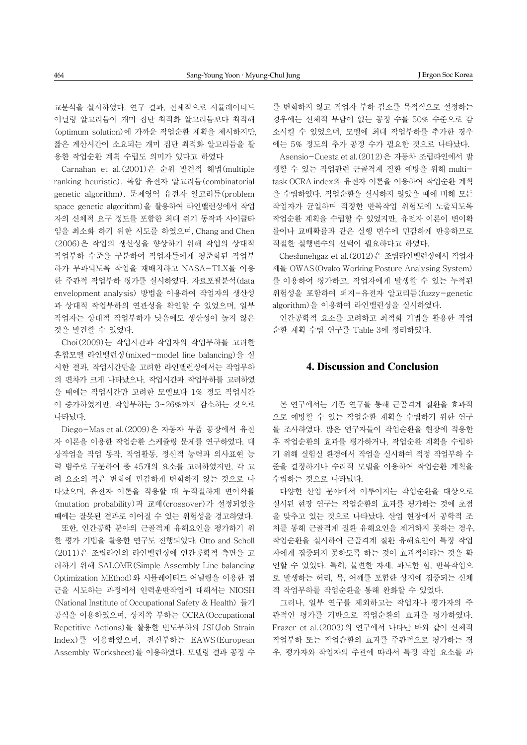교분석을 실시하였다. 연구 결과, 전체적으로 시뮬레이티드 어닐링 알고리듬이 개미 집단 최적화 알고리듬보다 최적해(optimum solution)에 가까운 작업순환 계획을 제시하지만, 짧은 계산시간이 소요되는 개미 집단 최적화 알고리듬을 활용한 작업순환 계획 수립도 의미가 있다고 하였다

Carnahan et al.(2001)은 순위 발견적 해법(multiple ranking heuristic), 복합 유전자 알고리듬(combinatorial genetic algorithm), 문제영역 유전자 알고리듬(problem space genetic algorithm)을 활용하여 라인밸런싱에서 작업자의 신체적 요구 정도를 포함한 최대 쥐기 동작과 사이클타임을 최소화 하기 위한 시도를 하였으며, Chang and Chen (2006)은 작업의 생산성을 향상하기 위해 작업의 상대적 작업부하 수준을 구분하여 작업자들에게 평준화된 작업부하가 부과되도록 작업을 재배치하고 NASA-TLX를 이용한 주관적 작업부하 평가를 실시하였다. 자료포괄분석(data envelopment analysis) 방법을 이용하여 작업자의 생산성과 상대적 작업부하의 연관성을 확인할 수 있었으며, 일부 작업자는 상대적 작업부하가 낮음에도 생산성이 높지 않은 것을 발견할 수 있었다.

Choi(2009)는 작업시간과 작업자의 작업부하를 고려한 혼합모델 라인밸런싱(mixed-model line balancing)을 실시한 결과, 작업시간만을 고려한 라인밸런싱에서는 작업부하의 편차가 크게 나타났으나, 작업시간과 작업부하를 고려하였을 때에는 작업시간만 고려한 모델보다 1% 정도 작업시간이 증가하였지만, 작업부하는 3~26%까지 감소하는 것으로 나타났다.

Diego-Mas et al.(2009)은 자동차 부품 공장에서 유전자 이론을 이용한 작업순환 스케쥴링 문제를 연구하였다. 대상작업을 작업 동작, 작업활동, 정신적 능력과 의사표현 능력 범주로 구분하여 총 45개의 요소를 고려하였지만, 각 고려 요소의 작은 변화에 민감하게 변화하지 않는 것으로 나타났으며, 유전자 이론을 적용할 때 부적절하게 변이확률(mutation probability)과 교배(crossover)가 설정되었을 때에는 잘못된 결과로 이어질 수 있는 위험성을 경고하였다.

또한, 인간공학 분야의 근골격계 유해요인을 평가하기 위한 평가 기법을 활용한 연구도 진행되었다. Otto and Scholl (2011)은 조립라인의 라인밸런싱에 인간공학적 측면을 고려하기 위해 SALOME(Simple Assembly Line balancing Optimization MEthod)와 시뮬레이티드 어닐링을 이용한 접근을 시도하는 과정에서 인력운반작업에 대해서는 NIOSH (National Institute of Occupational Safety & Health) 들기 공식을 이용하였으며, 상지쪽 부하는 OCRA(Occupational Repetitive Actions)를 활용한 빈도부하와 JSI(Job Strain Index)를 이용하였으며, 전신부하는 EAWS(European Assembly Worksheet)를 이용하였다. 모델링 결과 공정 수를 변화하지 않고 작업자 부하 감소를 목적식으로 설정하는 경우에는 신체적 부담이 없는 공정 수를 50% 수준으로 감소시킬 수 있었으며, 모델에 최대 작업부하를 추가한 경우에는 5% 정도의 추가 공정 수가 필요한 것으로 나타났다.

Asensio-Cuesta et al.(2012)은 자동차 조립라인에서 발생할 수 있는 작업관련 근골격계 질환 예방을 위해 multi-task OCRA index와 유전자 이론을 이용하여 작업순환 계획을 수립하였다. 작업순환을 실시하지 않았을 때에 비해 모든 작업자가 균일하며 적정한 반복작업 위험도에 노출되도록 작업순환 계획을 수립할 수 있었지만, 유전자 이론이 변이확률이나 교배확률과 같은 실행 변수에 민감하게 반응하므로 적절한 실행변수의 선택이 필요하다고 하였다.

Cheshmehgaz et al.(2012)은 조립라인밸런싱에서 작업자세를 OWAS(Ovako Working Posture Analysing System)를 이용하여 평가하고, 작업자에게 발생할 수 있는 누적된 위험성을 포함하여 퍼지-유전자 알고리듬(fuzzy-genetic algorithm)을 이용하여 라인밸런싱을 실시하였다.

인간공학적 요소를 고려하고 최적화 기법을 활용한 작업순환 계획 수립 연구를 Table 3에 정리하였다.

## 4. Discussion and Conclusion

본 연구에서는 기존 연구를 통해 근골격계 질환을 효과적으로 예방할 수 있는 작업순환 계획을 수립하기 위한 연구를 조사하였다. 많은 연구자들이 작업순환을 현장에 적용한 후 작업순환의 효과를 평가하거나, 작업순환 계획을 수립하기 위해 실험실 환경에서 작업을 실시하여 적정 작업부하 수준을 결정하거나 수리적 모델을 이용하여 작업순환 계획을 수립하는 것으로 나타났다.

다양한 산업 분야에서 이루어지는 작업순환을 대상으로 실시된 현장 연구는 작업순환의 효과를 평가하는 것에 초점을 맞추고 있는 것으로 나타났다. 산업 현장에서 공학적 조치를 통해 근골격계 질환 유해요인을 제거하지 못하는 경우, 작업순환을 실시하여 근골격계 질환 유해요인이 특정 작업자에게 집중되지 못하도록 하는 것이 효과적이라는 것을 확인할 수 있었다. 특히, 불편한 자세, 과도한 힘, 반복작업으로 발생하는 허리, 목, 어깨를 포함한 상지에 집중되는 신체적 작업부하를 작업순환을 통해 완화할 수 있었다.

그러나, 일부 연구를 제외하고는 작업자나 평가자의 주관적인 평가를 기반으로 작업순환의 효과를 평가하였다. Frazer et al.(2003)의 연구에서 나타난 바와 같이 신체적 작업부하 또는 작업순환의 효과를 주관적으로 평가하는 경우, 평가자와 작업자의 주관에 따라서 특정 작업 요소를 과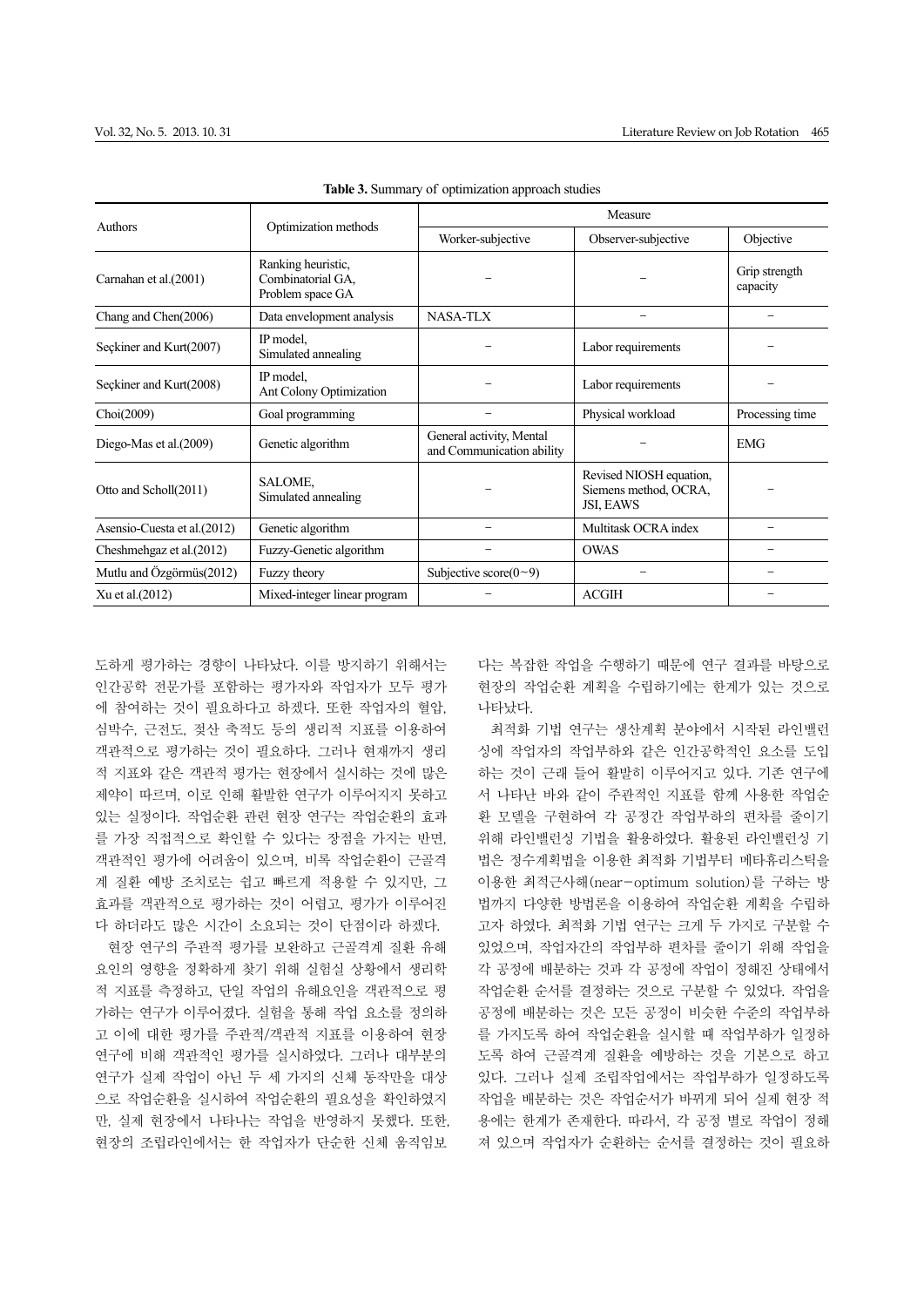**Table 3.** Summary of optimization approach studies

| Authors | Optimization methods | Measure | | |
|---|---|---|---|---|
| | | Worker-subjective | Observer-subjective | Objective |
| Carnahan et al.(2001) | Ranking heuristic, Combinatorial GA, Problem space GA | – | – | Grip strength capacity |
| Chang and Chen(2006) | Data envelopment analysis | NASA-TLX | – | – |
| Seçkiner and Kurt(2007) | IP model, Simulated annealing | – | Labor requirements | – |
| Seçkiner and Kurt(2008) | IP model, Ant Colony Optimization | – | Labor requirements | – |
| Choi(2009) | Goal programming | – | Physical workload | Processing time |
| Diego-Mas et al.(2009) | Genetic algorithm | General activity, Mental and Communication ability | – | EMG |
| Otto and Scholl(2011) | SALOME, Simulated annealing | – | Revised NIOSH equation, Siemens method, OCRA, JSI, EAWS | – |
| Asensio-Cuesta et al.(2012) | Genetic algorithm | – | Multitask OCRA index | – |
| Cheshmehgaz et al.(2012) | Fuzzy-Genetic algorithm | – | OWAS | – |
| Mutlu and Özgörmüs(2012) | Fuzzy theory | Subjective score(0~9) | – | – |
| Xu et al.(2012) | Mixed-integer linear program | – | ACGIH | – |

도하게 평가하는 경향이 나타났다. 이를 방지하기 위해서는 인간공학 전문가를 포함하는 평가자와 작업자가 모두 평가에 참여하는 것이 필요하다고 하겠다. 또한 작업자의 혈압, 심박수, 근전도, 젖산 축적도 등의 생리적 지표를 이용하여 객관적으로 평가하는 것이 필요하다. 그러나 현재까지 생리적 지표와 같은 객관적 평가는 현장에서 실시하는 것에 많은 제약이 따르며, 이로 인해 활발한 연구가 이루어지지 못하고 있는 실정이다. 작업순환 관련 현장 연구는 작업순환의 효과를 가장 직접적으로 확인할 수 있다는 장점을 가지는 반면, 객관적인 평가에 어려움이 있으며, 비록 작업순환이 근골격계 질환 예방 조치로는 쉽고 빠르게 적용할 수 있지만, 그 효과를 객관적으로 평가하는 것이 어렵고, 평가가 이루어진다 하더라도 많은 시간이 소요되는 것이 단점이라 하겠다.

현장 연구의 주관적 평가를 보완하고 근골격계 질환 유해요인의 영향을 정확하게 찾기 위해 실험실 상황에서 생리학적 지표를 측정하고, 단일 작업의 유해요인을 객관적으로 평가하는 연구가 이루어졌다. 실험을 통해 작업 요소를 정의하고 이에 대한 평가를 주관적/객관적 지표를 이용하여 현장 연구에 비해 객관적인 평가를 실시하였다. 그러나 대부분의 연구가 실제 작업이 아닌 두 세 가지의 신체 동작만을 대상으로 작업순환을 실시하여 작업순환의 필요성을 확인하였지만, 실제 현장에서 나타나는 작업을 반영하지 못했다. 또한, 현장의 조립라인에서는 한 작업자가 단순한 신체 움직임보다는 복잡한 작업을 수행하기 때문에 연구 결과를 바탕으로 현장의 작업순환 계획을 수립하기에는 한계가 있는 것으로 나타났다.

최적화 기법 연구는 생산계획 분야에서 시작된 라인밸런싱에 작업자의 작업부하와 같은 인간공학적인 요소를 도입하는 것이 근래 들어 활발히 이루어지고 있다. 기존 연구에서 나타난 바와 같이 주관적인 지표를 함께 사용한 작업순환 모델을 구현하여 각 공정간 작업부하의 편차를 줄이기 위해 라인밸런싱 기법을 활용하였다. 활용된 라인밸런싱 기법은 정수계획법을 이용한 최적화 기법부터 메타휴리스틱을 이용한 최적근사해(near-optimum solution)를 구하는 방법까지 다양한 방법론을 이용하여 작업순환 계획을 수립하고자 하였다. 최적화 기법 연구는 크게 두 가지로 구분할 수 있었으며, 작업자간의 작업부하 편차를 줄이기 위해 작업을 각 공정에 배분하는 것과 각 공정에 작업이 정해진 상태에서 작업순환 순서를 결정하는 것으로 구분할 수 있었다. 작업을 공정에 배분하는 것은 모든 공정이 비슷한 수준의 작업부하를 가지도록 하여 작업순환을 실시할 때 작업부하가 일정하도록 하여 근골격계 질환을 예방하는 것을 기본으로 하고 있다. 그러나 실제 조립작업에서는 작업부하가 일정하도록 작업을 배분하는 것은 작업순서가 바뀌게 되어 실제 현장 적용에는 한계가 존재한다. 따라서, 각 공정 별로 작업이 정해져 있으며 작업자가 순환하는 순서를 결정하는 것이 필요하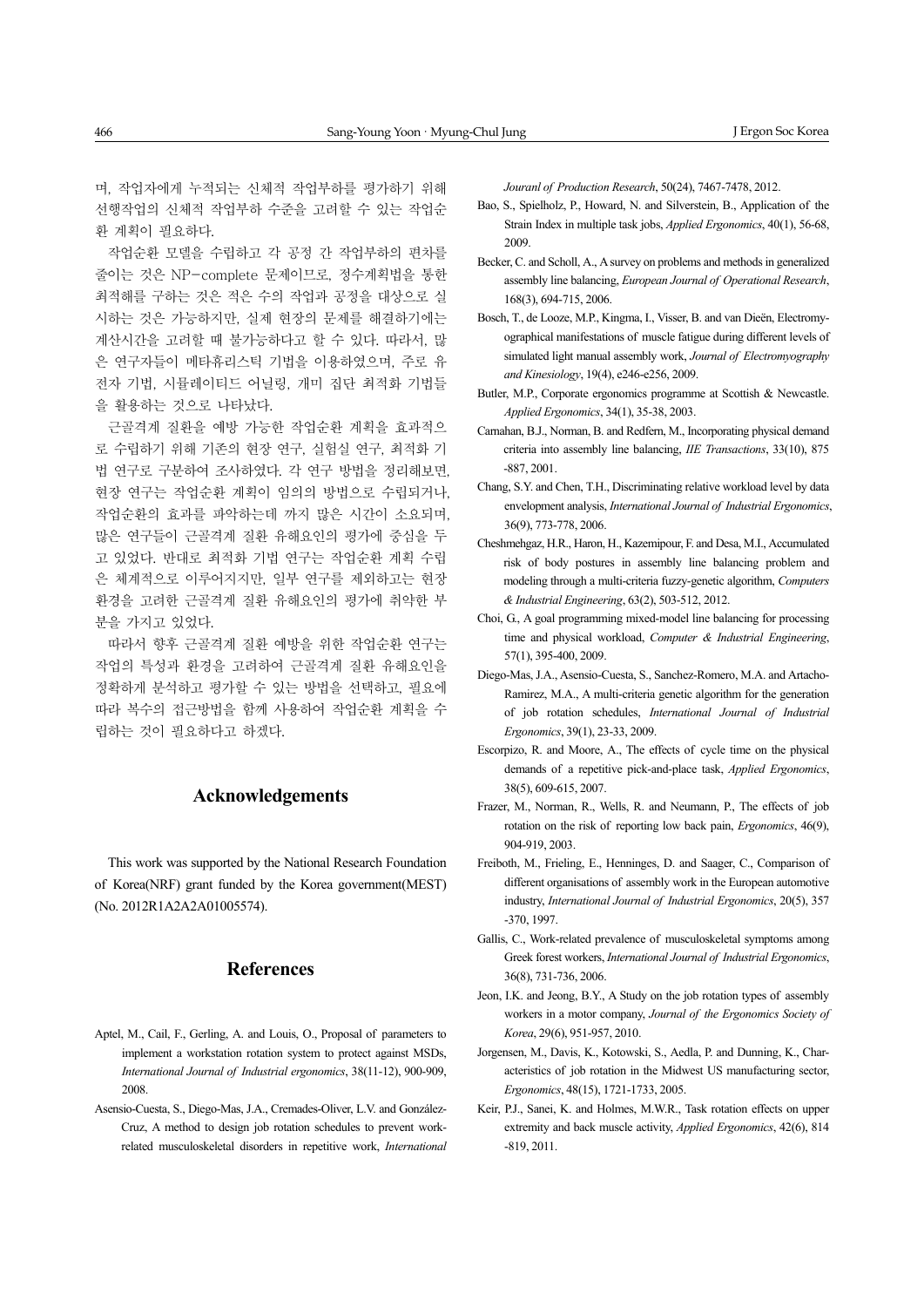며, 작업자에게 누적되는 신체적 작업부하를 평가하기 위해 선행작업의 신체적 작업부하 수준을 고려할 수 있는 작업순환 계획이 필요하다.

작업순환 모델을 수립하고 각 공정 간 작업부하의 편차를 줄이는 것은 NP-complete 문제이므로, 정수계획법을 통한 최적해를 구하는 것은 적은 수의 작업과 공정을 대상으로 실시하는 것은 가능하지만, 실제 현장의 문제를 해결하기에는 계산시간을 고려할 때 불가능하다고 할 수 있다. 따라서, 많은 연구자들이 메타휴리스틱 기법을 이용하였으며, 주로 유전자 기법, 시뮬레이티드 어닐링, 개미 집단 최적화 기법들을 활용하는 것으로 나타났다.

근골격계 질환을 예방 가능한 작업순환 계획을 효과적으로 수립하기 위해 기존의 현장 연구, 실험실 연구, 최적화 기법 연구로 구분하여 조사하였다. 각 연구 방법을 정리해보면, 현장 연구는 작업순환 계획이 임의의 방법으로 수립되거나, 작업순환의 효과를 파악하는데 까지 많은 시간이 소요되며, 많은 연구들이 근골격계 질환 유해요인의 평가에 중심을 두고 있었다. 반대로 최적화 기법 연구는 작업순환 계획 수립은 체계적으로 이루어지지만, 일부 연구를 제외하고는 현장 환경을 고려한 근골격계 질환 유해요인의 평가에 취약한 부분을 가지고 있었다.

따라서 향후 근골격계 질환 예방을 위한 작업순환 연구는 작업의 특성과 환경을 고려하여 근골격계 질환 유해요인을 정확하게 분석하고 평가할 수 있는 방법을 선택하고, 필요에 따라 복수의 접근방법을 함께 사용하여 작업순환 계획을 수립하는 것이 필요하다고 하겠다.

## Acknowledgements

This work was supported by the National Research Foundation of Korea(NRF) grant funded by the Korea government(MEST) (No. 2012R1A2A2A01005574).

## References

Aptel, M., Cail, F., Gerling, A. and Louis, O., Proposal of parameters to implement a workstation rotation system to protect against MSDs, *International Journal of Industrial ergonomics*, 38(11-12), 900-909, 2008.

Asensio-Cuesta, S., Diego-Mas, J.A., Cremades-Oliver, L.V. and González-Cruz, A method to design job rotation schedules to prevent work-related musculoskeletal disorders in repetitive work, *International Jouranl of Production Research*, 50(24), 7467-7478, 2012.

Bao, S., Spielholz, P., Howard, N. and Silverstein, B., Application of the Strain Index in multiple task jobs, *Applied Ergonomics*, 40(1), 56-68, 2009.

Becker, C. and Scholl, A., A survey on problems and methods in generalized assembly line balancing, *European Journal of Operational Research*, 168(3), 694-715, 2006.

Bosch, T., de Looze, M.P., Kingma, I., Visser, B. and van Dieën, Electromyographical manifestations of muscle fatigue during different levels of simulated light manual assembly work, *Journal of Electromyography and Kinesiology*, 19(4), e246-e256, 2009.

Butler, M.P., Corporate ergonomics programme at Scottish & Newcastle. *Applied Ergonomics*, 34(1), 35-38, 2003.

Carnahan, B.J., Norman, B. and Redfern, M., Incorporating physical demand criteria into assembly line balancing, *IIE Transactions*, 33(10), 875-887, 2001.

Chang, S.Y. and Chen, T.H., Discriminating relative workload level by data envelopment analysis, *International Journal of Industrial Ergonomics*, 36(9), 773-778, 2006.

Cheshmehgaz, H.R., Haron, H., Kazemipour, F. and Desa, M.I., Accumulated risk of body postures in assembly line balancing problem and modeling through a multi-criteria fuzzy-genetic algorithm, *Computers & Industrial Engineering*, 63(2), 503-512, 2012.

Choi, G., A goal programming mixed-model line balancing for processing time and physical workload, *Computer & Industrial Engineering*, 57(1), 395-400, 2009.

Diego-Mas, J.A., Asensio-Cuesta, S., Sanchez-Romero, M.A. and Artacho-Ramirez, M.A., A multi-criteria genetic algorithm for the generation of job rotation schedules, *International Journal of Industrial Ergonomics*, 39(1), 23-33, 2009.

Escorpizo, R. and Moore, A., The effects of cycle time on the physical demands of a repetitive pick-and-place task, *Applied Ergonomics*, 38(5), 609-615, 2007.

Frazer, M., Norman, R., Wells, R. and Neumann, P., The effects of job rotation on the risk of reporting low back pain, *Ergonomics*, 46(9), 904-919, 2003.

Freiboth, M., Frieling, E., Henninges, D. and Saager, C., Comparison of different organisations of assembly work in the European automotive industry, *International Journal of Industrial Ergonomics*, 20(5), 357-370, 1997.

Gallis, C., Work-related prevalence of musculoskeletal symptoms among Greek forest workers, *International Journal of Industrial Ergonomics*, 36(8), 731-736, 2006.

Jeon, I.K. and Jeong, B.Y., A Study on the job rotation types of assembly workers in a motor company, *Journal of the Ergonomics Society of Korea*, 29(6), 951-957, 2010.

Jorgensen, M., Davis, K., Kotowski, S., Aedla, P. and Dunning, K., Characteristics of job rotation in the Midwest US manufacturing sector, *Ergonomics*, 48(15), 1721-1733, 2005.

Keir, P.J., Sanei, K. and Holmes, M.W.R., Task rotation effects on upper extremity and back muscle activity, *Applied Ergonomics*, 42(6), 814-819, 2011.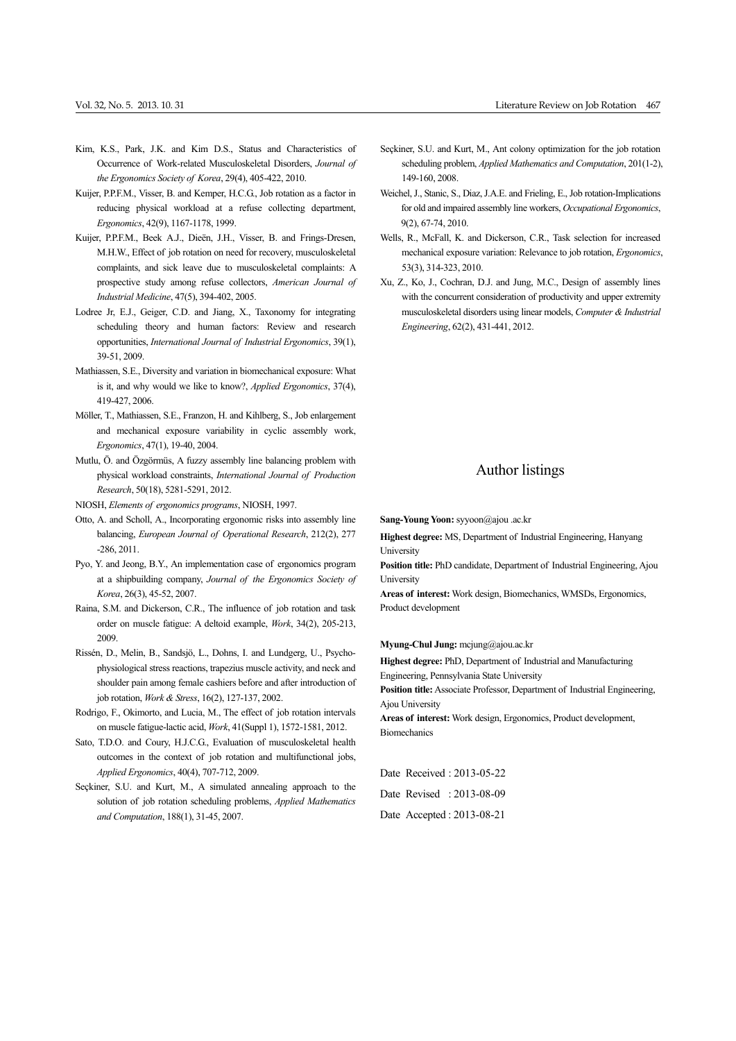Kim, K.S., Park, J.K. and Kim D.S., Status and Characteristics of Occurrence of Work-related Musculoskeletal Disorders, *Journal of the Ergonomics Society of Korea*, 29(4), 405-422, 2010.

Kuijer, P.P.F.M., Visser, B. and Kemper, H.C.G., Job rotation as a factor in reducing physical workload at a refuse collecting department, *Ergonomics*, 42(9), 1167-1178, 1999.

Kuijer, P.P.F.M., Beek A.J., Dieën, J.H., Visser, B. and Frings-Dresen, M.H.W., Effect of job rotation on need for recovery, musculoskeletal complaints, and sick leave due to musculoskeletal complaints: A prospective study among refuse collectors, *American Journal of Industrial Medicine*, 47(5), 394-402, 2005.

Lodree Jr, E.J., Geiger, C.D. and Jiang, X., Taxonomy for integrating scheduling theory and human factors: Review and research opportunities, *International Journal of Industrial Ergonomics*, 39(1), 39-51, 2009.

Mathiassen, S.E., Diversity and variation in biomechanical exposure: What is it, and why would we like to know?, *Applied Ergonomics*, 37(4), 419-427, 2006.

Möller, T., Mathiassen, S.E., Franzon, H. and Kihlberg, S., Job enlargement and mechanical exposure variability in cyclic assembly work, *Ergonomics*, 47(1), 19-40, 2004.

Mutlu, Ö. and Özgörmüs, A fuzzy assembly line balancing problem with physical workload constraints, *International Journal of Production Research*, 50(18), 5281-5291, 2012.

NIOSH, *Elements of ergonomics programs*, NIOSH, 1997.

Otto, A. and Scholl, A., Incorporating ergonomic risks into assembly line balancing, *European Journal of Operational Research*, 212(2), 277-286, 2011.

Pyo, Y. and Jeong, B.Y., An implementation case of ergonomics program at a shipbuilding company, *Journal of the Ergonomics Society of Korea*, 26(3), 45-52, 2007.

Raina, S.M. and Dickerson, C.R., The influence of job rotation and task order on muscle fatigue: A deltoid example, *Work*, 34(2), 205-213, 2009.

Rissén, D., Melin, B., Sandsjö, L., Dohns, I. and Lundgerg, U., Psycho-physiological stress reactions, trapezius muscle activity, and neck and shoulder pain among female cashiers before and after introduction of job rotation, *Work & Stress*, 16(2), 127-137, 2002.

Rodrigo, F., Okimorto, and Lucia, M., The effect of job rotation intervals on muscle fatigue-lactic acid, *Work*, 41(Suppl 1), 1572-1581, 2012.

Sato, T.D.O. and Coury, H.J.C.G., Evaluation of musculoskeletal health outcomes in the context of job rotation and multifunctional jobs, *Applied Ergonomics*, 40(4), 707-712, 2009.

Seçkiner, S.U. and Kurt, M., A simulated annealing approach to the solution of job rotation scheduling problems, *Applied Mathematics and Computation*, 188(1), 31-45, 2007.

Seçkiner, S.U. and Kurt, M., Ant colony optimization for the job rotation scheduling problem, *Applied Mathematics and Computation*, 201(1-2), 149-160, 2008.

Weichel, J., Stanic, S., Diaz, J.A.E. and Frieling, E., Job rotation-Implications for old and impaired assembly line workers, *Occupational Ergonomics*, 9(2), 67-74, 2010.

Wells, R., McFall, K. and Dickerson, C.R., Task selection for increased mechanical exposure variation: Relevance to job rotation, *Ergonomics*, 53(3), 314-323, 2010.

Xu, Z., Ko, J., Cochran, D.J. and Jung, M.C., Design of assembly lines with the concurrent consideration of productivity and upper extremity musculoskeletal disorders using linear models, *Computer & Industrial Engineering*, 62(2), 431-441, 2012.

## Author listings

**Sang-Young Yoon:** syyoon@ajou .ac.kr

**Highest degree:** MS, Department of Industrial Engineering, Hanyang University

**Position title:** PhD candidate, Department of Industrial Engineering, Ajou University

**Areas of interest:** Work design, Biomechanics, WMSDs, Ergonomics, Product development

**Myung-Chul Jung:** mcjung@ajou.ac.kr

**Highest degree:** PhD, Department of Industrial and Manufacturing Engineering, Pennsylvania State University

**Position title:** Associate Professor, Department of Industrial Engineering, Ajou University

**Areas of interest:** Work design, Ergonomics, Product development, Biomechanics

Date Received : 2013-05-22

Date Revised : 2013-08-09

Date Accepted : 2013-08-21